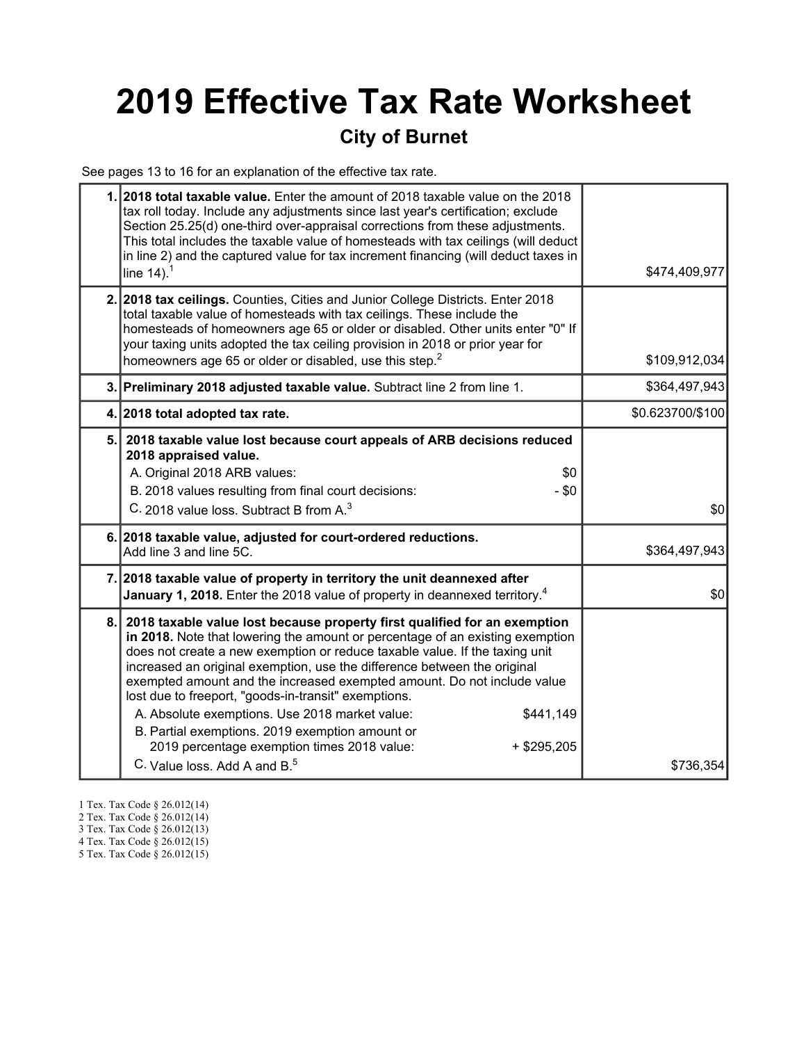# 2019 Effective Tax Rate Worksheet

## City of Burnet

See pages 13 to 16 for an explanation of the effective tax rate.

| | | |
|---|---|---|
| 1. | **2018 total taxable value.** Enter the amount of 2018 taxable value on the 2018 tax roll today. Include any adjustments since last year's certification; exclude Section 25.25(d) one-third over-appraisal corrections from these adjustments. This total includes the taxable value of homesteads with tax ceilings (will deduct in line 2) and the captured value for tax increment financing (will deduct taxes in line 14).[1] | $474,409,977 |
| 2. | **2018 tax ceilings.** Counties, Cities and Junior College Districts. Enter 2018 total taxable value of homesteads with tax ceilings. These include the homesteads of homeowners age 65 or older or disabled. Other units enter "0" If your taxing units adopted the tax ceiling provision in 2018 or prior year for homeowners age 65 or older or disabled, use this step.[2] | $109,912,034 |
| 3. | **Preliminary 2018 adjusted taxable value.** Subtract line 2 from line 1. | $364,497,943 |
| 4. | **2018 total adopted tax rate.** | $0.623700/$100 |
| 5. | **2018 taxable value lost because court appeals of ARB decisions reduced 2018 appraised value.**<br>A. Original 2018 ARB values: $0<br>B. 2018 values resulting from final court decisions: - $0<br>C. 2018 value loss. Subtract B from A.[3] | $0 |
| 6. | **2018 taxable value, adjusted for court-ordered reductions.** Add line 3 and line 5C. | $364,497,943 |
| 7. | **2018 taxable value of property in territory the unit deannexed after January 1, 2018.** Enter the 2018 value of property in deannexed territory.[4] | $0 |
| 8. | **2018 taxable value lost because property first qualified for an exemption in 2018.** Note that lowering the amount or percentage of an existing exemption does not create a new exemption or reduce taxable value. If the taxing unit increased an original exemption, use the difference between the original exempted amount and the increased exempted amount. Do not include value lost due to freeport, "goods-in-transit" exemptions.<br>A. Absolute exemptions. Use 2018 market value: $441,149<br>B. Partial exemptions. 2019 exemption amount or 2019 percentage exemption times 2018 value: + $295,205<br>C. Value loss. Add A and B.[5] | $736,354 |

1 Tex. Tax Code § 26.012(14)
2 Tex. Tax Code § 26.012(14)
3 Tex. Tax Code § 26.012(13)
4 Tex. Tax Code § 26.012(15)
5 Tex. Tax Code § 26.012(15)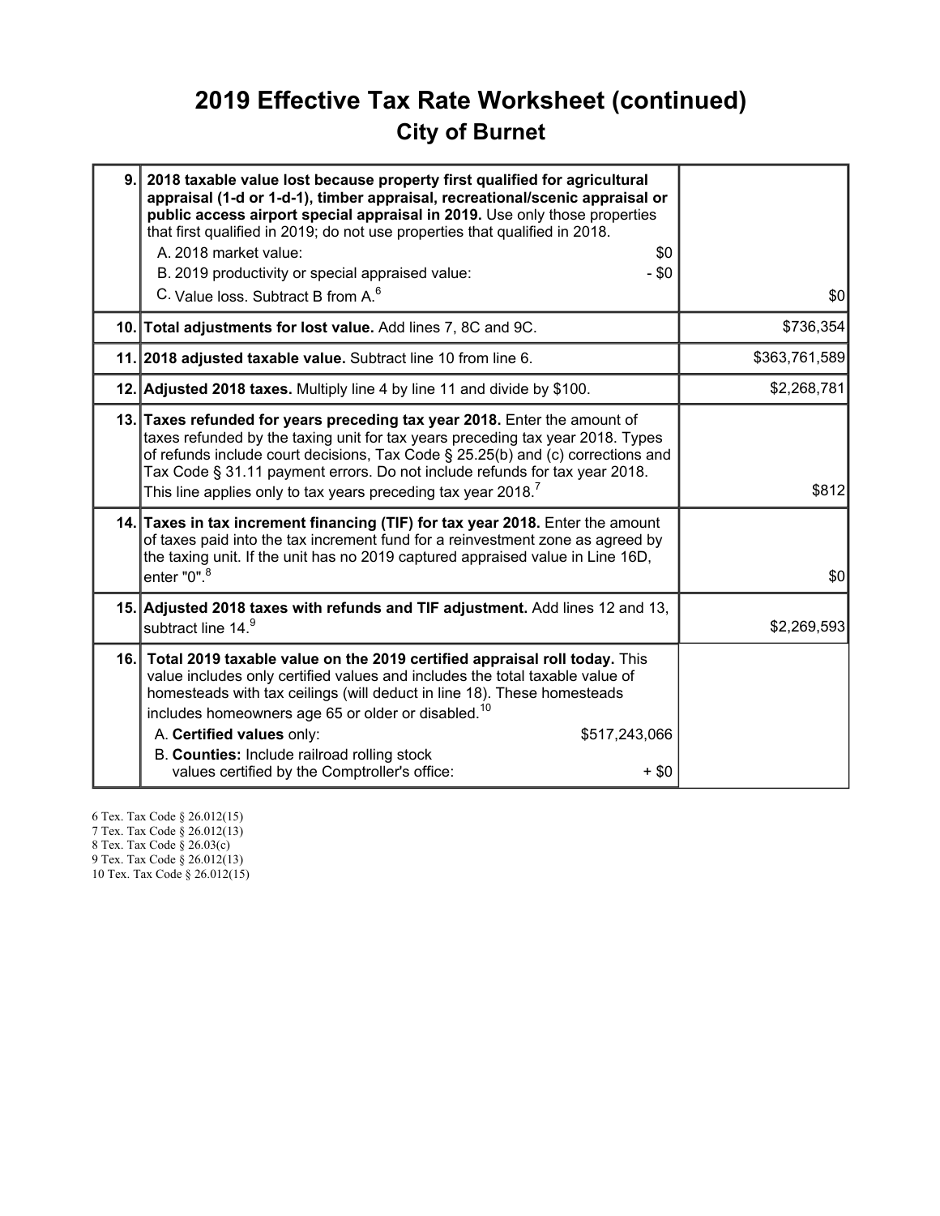# 2019 Effective Tax Rate Worksheet (continued)

## City of Burnet

| | | |
|---|---|---|
| 9. | **2018 taxable value lost because property first qualified for agricultural appraisal (1-d or 1-d-1), timber appraisal, recreational/scenic appraisal or public access airport special appraisal in 2019.** Use only those properties that first qualified in 2019; do not use properties that qualified in 2018.<br>A. 2018 market value: $0<br>B. 2019 productivity or special appraised value: - $0<br>C. Value loss. Subtract B from A.[6] | $0 |
| 10. | **Total adjustments for lost value.** Add lines 7, 8C and 9C. | $736,354 |
| 11. | **2018 adjusted taxable value.** Subtract line 10 from line 6. | $363,761,589 |
| 12. | **Adjusted 2018 taxes.** Multiply line 4 by line 11 and divide by $100. | $2,268,781 |
| 13. | **Taxes refunded for years preceding tax year 2018.** Enter the amount of taxes refunded by the taxing unit for tax years preceding tax year 2018. Types of refunds include court decisions, Tax Code § 25.25(b) and (c) corrections and Tax Code § 31.11 payment errors. Do not include refunds for tax year 2018. This line applies only to tax years preceding tax year 2018.[7] | $812 |
| 14. | **Taxes in tax increment financing (TIF) for tax year 2018.** Enter the amount of taxes paid into the tax increment fund for a reinvestment zone as agreed by the taxing unit. If the unit has no 2019 captured appraised value in Line 16D, enter "0".[8] | $0 |
| 15. | **Adjusted 2018 taxes with refunds and TIF adjustment.** Add lines 12 and 13, subtract line 14.[9] | $2,269,593 |
| 16. | **Total 2019 taxable value on the 2019 certified appraisal roll today.** This value includes only certified values and includes the total taxable value of homesteads with tax ceilings (will deduct in line 18). These homesteads includes homeowners age 65 or older or disabled.[10]<br>A. **Certified values** only: $517,243,066<br>B. **Counties:** Include railroad rolling stock values certified by the Comptroller's office: + $0 | |

6 Tex. Tax Code § 26.012(15)
7 Tex. Tax Code § 26.012(13)
8 Tex. Tax Code § 26.03(c)
9 Tex. Tax Code § 26.012(13)
10 Tex. Tax Code § 26.012(15)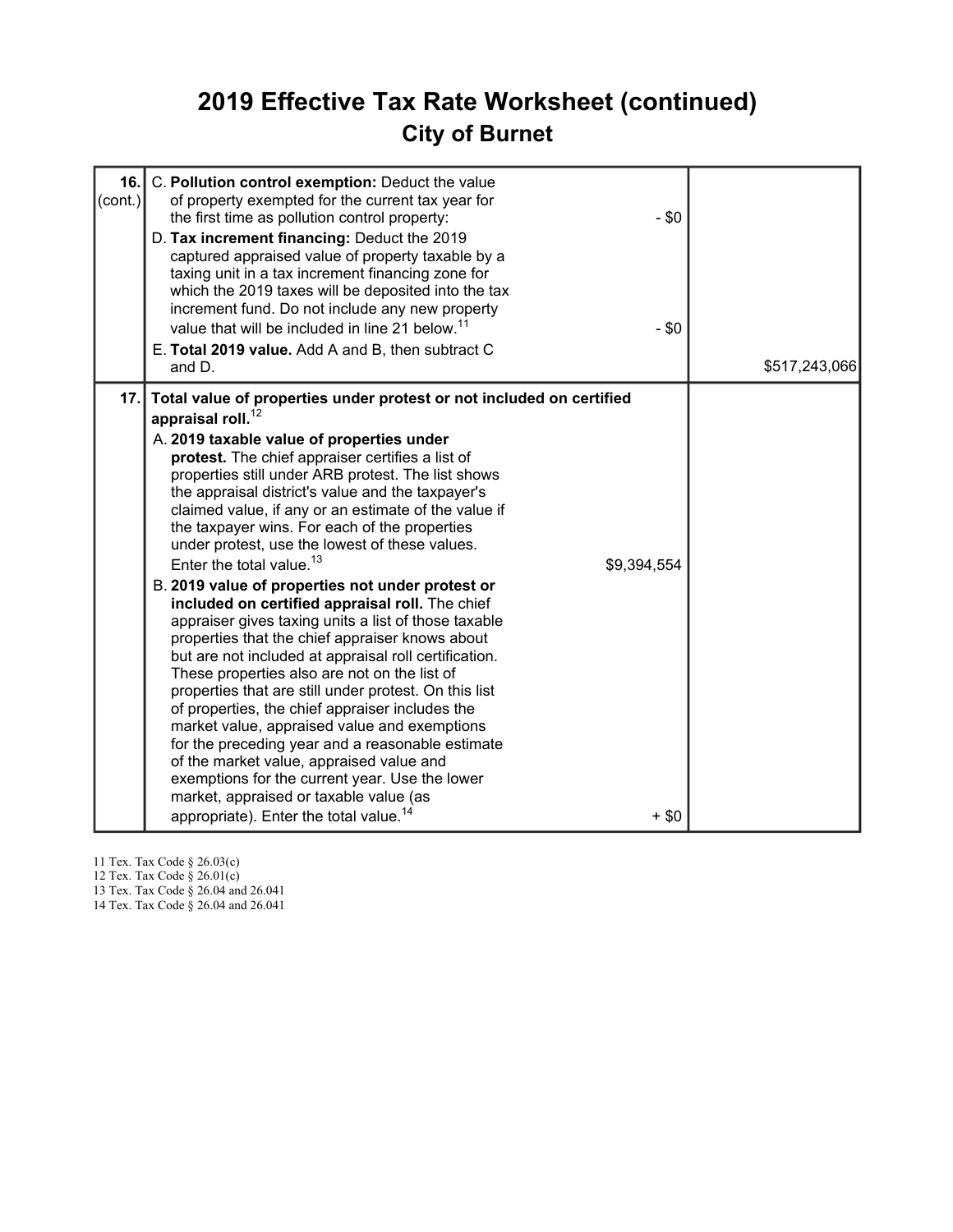# 2019 Effective Tax Rate Worksheet (continued)

## City of Burnet

| | | | |
|---|---|---|---|
| **16.** (cont.) | C. **Pollution control exemption:** Deduct the value of property exempted for the current tax year for the first time as pollution control property: | - $0 | |
| | D. **Tax increment financing:** Deduct the 2019 captured appraised value of property taxable by a taxing unit in a tax increment financing zone for which the 2019 taxes will be deposited into the tax increment fund. Do not include any new property value that will be included in line 21 below.[11] | - $0 | |
| | E. **Total 2019 value.** Add A and B, then subtract C and D. | | $517,243,066 |
| **17.** | **Total value of properties under protest or not included on certified appraisal roll.**[12] | | |
| | A. **2019 taxable value of properties under protest.** The chief appraiser certifies a list of properties still under ARB protest. The list shows the appraisal district's value and the taxpayer's claimed value, if any or an estimate of the value if the taxpayer wins. For each of the properties under protest, use the lowest of these values. Enter the total value.[13] | $9,394,554 | |
| | B. **2019 value of properties not under protest or included on certified appraisal roll.** The chief appraiser gives taxing units a list of those taxable properties that the chief appraiser knows about but are not included at appraisal roll certification. These properties also are not on the list of properties that are still under protest. On this list of properties, the chief appraiser includes the market value, appraised value and exemptions for the preceding year and a reasonable estimate of the market value, appraised value and exemptions for the current year. Use the lower market, appraised or taxable value (as appropriate). Enter the total value.[14] | + $0 | |

11 Tex. Tax Code § 26.03(c)
12 Tex. Tax Code § 26.01(c)
13 Tex. Tax Code § 26.04 and 26.041
14 Tex. Tax Code § 26.04 and 26.041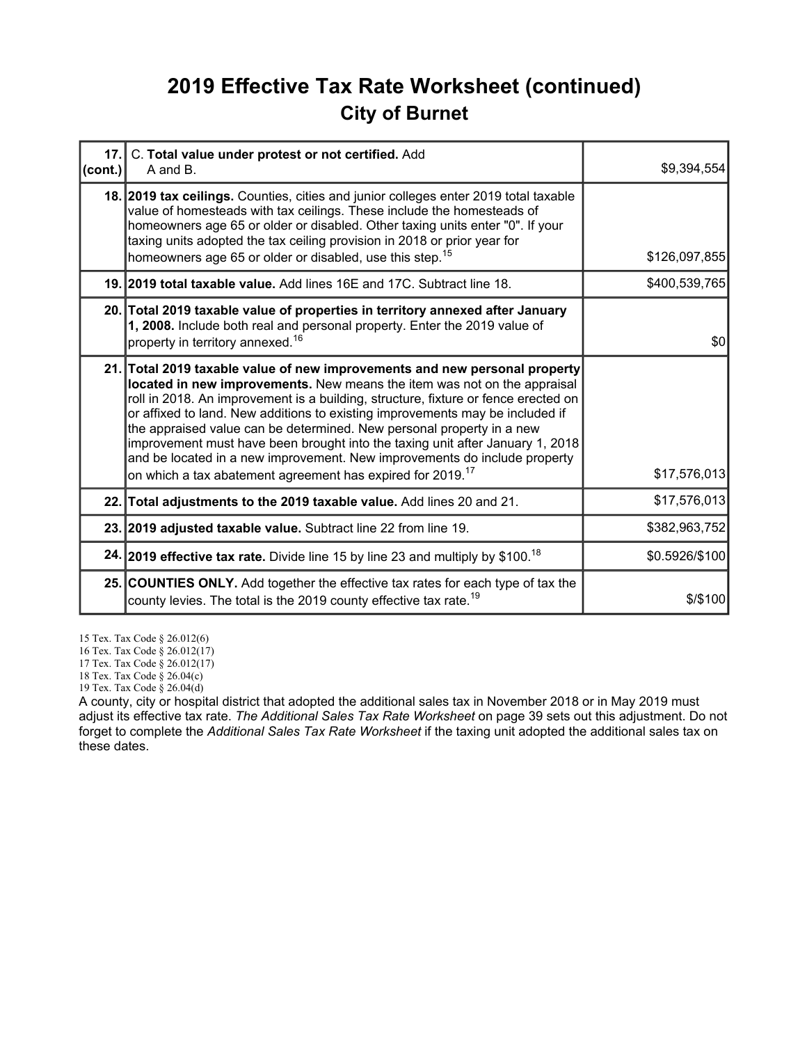# 2019 Effective Tax Rate Worksheet (continued)

## City of Burnet

| Line | Description | Amount |
|---|---|---|
| 17. (cont.) | C. **Total value under protest or not certified.** Add A and B. | $9,394,554 |
| 18. | **2019 tax ceilings.** Counties, cities and junior colleges enter 2019 total taxable value of homesteads with tax ceilings. These include the homesteads of homeowners age 65 or older or disabled. Other taxing units enter "0". If your taxing units adopted the tax ceiling provision in 2018 or prior year for homeowners age 65 or older or disabled, use this step.[15] | $126,097,855 |
| 19. | **2019 total taxable value.** Add lines 16E and 17C. Subtract line 18. | $400,539,765 |
| 20. | **Total 2019 taxable value of properties in territory annexed after January 1, 2008.** Include both real and personal property. Enter the 2019 value of property in territory annexed.[16] | $0 |
| 21. | **Total 2019 taxable value of new improvements and new personal property located in new improvements.** New means the item was not on the appraisal roll in 2018. An improvement is a building, structure, fixture or fence erected on or affixed to land. New additions to existing improvements may be included if the appraised value can be determined. New personal property in a new improvement must have been brought into the taxing unit after January 1, 2018 and be located in a new improvement. New improvements do include property on which a tax abatement agreement has expired for 2019.[17] | $17,576,013 |
| 22. | **Total adjustments to the 2019 taxable value.** Add lines 20 and 21. | $17,576,013 |
| 23. | **2019 adjusted taxable value.** Subtract line 22 from line 19. | $382,963,752 |
| 24. | **2019 effective tax rate.** Divide line 15 by line 23 and multiply by $100.[18] | $0.5926/$100 |
| 25. | **COUNTIES ONLY.** Add together the effective tax rates for each type of tax the county levies. The total is the 2019 county effective tax rate.[19] | $/$100 |

15 Tex. Tax Code § 26.012(6)
16 Tex. Tax Code § 26.012(17)
17 Tex. Tax Code § 26.012(17)
18 Tex. Tax Code § 26.04(c)
19 Tex. Tax Code § 26.04(d)

A county, city or hospital district that adopted the additional sales tax in November 2018 or in May 2019 must adjust its effective tax rate. *The Additional Sales Tax Rate Worksheet* on page 39 sets out this adjustment. Do not forget to complete the *Additional Sales Tax Rate Worksheet* if the taxing unit adopted the additional sales tax on these dates.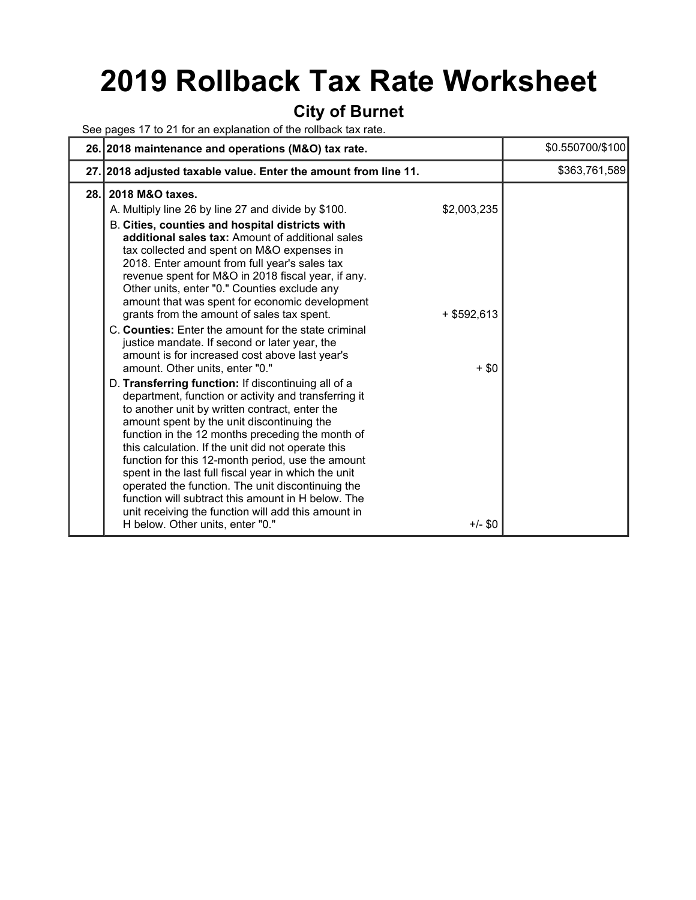# 2019 Rollback Tax Rate Worksheet

## City of Burnet

See pages 17 to 21 for an explanation of the rollback tax rate.

| | | | |
|---|---|---|---|
| 26. | **2018 maintenance and operations (M&O) tax rate.** | | $0.550700/$100 |
| 27. | **2018 adjusted taxable value. Enter the amount from line 11.** | | $363,761,589 |
| 28. | **2018 M&O taxes.** | | |
| | A. Multiply line 26 by line 27 and divide by $100. | $2,003,235 | |
| | B. **Cities, counties and hospital districts with additional sales tax:** Amount of additional sales tax collected and spent on M&O expenses in 2018. Enter amount from full year's sales tax revenue spent for M&O in 2018 fiscal year, if any. Other units, enter "0." Counties exclude any amount that was spent for economic development grants from the amount of sales tax spent. | + $592,613 | |
| | C. **Counties:** Enter the amount for the state criminal justice mandate. If second or later year, the amount is for increased cost above last year's amount. Other units, enter "0." | + $0 | |
| | D. **Transferring function:** If discontinuing all of a department, function or activity and transferring it to another unit by written contract, enter the amount spent by the unit discontinuing the function in the 12 months preceding the month of this calculation. If the unit did not operate this function for this 12-month period, use the amount spent in the last full fiscal year in which the unit operated the function. The unit discontinuing the function will subtract this amount in H below. The unit receiving the function will add this amount in H below. Other units, enter "0." | +/- $0 | |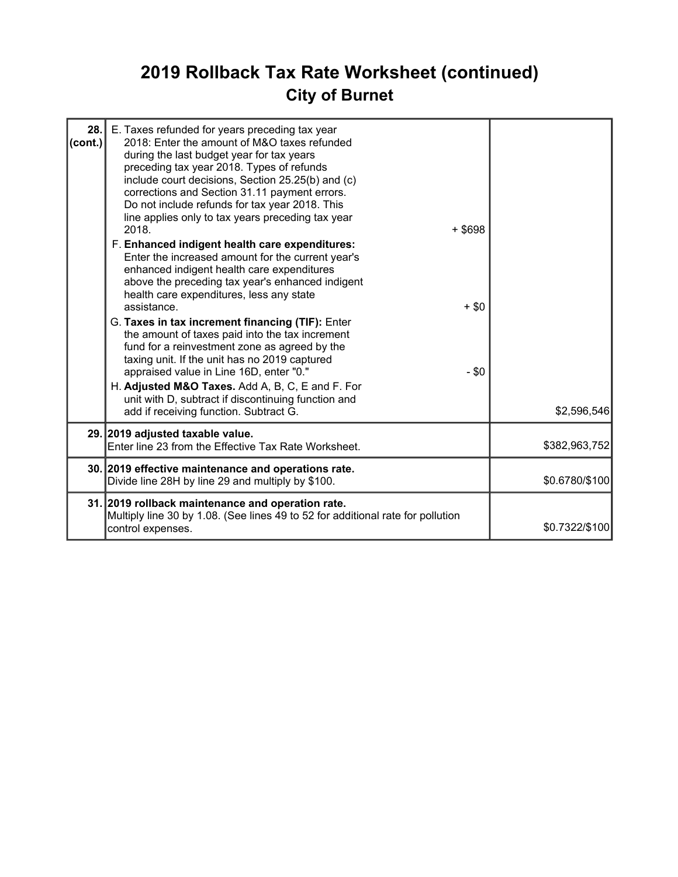# 2019 Rollback Tax Rate Worksheet (continued)

## City of Burnet

| Line | Description | Amount |
|---|---|---|
| 28. (cont.) | E. Taxes refunded for years preceding tax year 2018: Enter the amount of M&O taxes refunded during the last budget year for tax years preceding tax year 2018. Types of refunds include court decisions, Section 25.25(b) and (c) corrections and Section 31.11 payment errors. Do not include refunds for tax year 2018. This line applies only to tax years preceding tax year 2018. + $698<br>F. **Enhanced indigent health care expenditures:** Enter the increased amount for the current year's enhanced indigent health care expenditures above the preceding tax year's enhanced indigent health care expenditures, less any state assistance. + $0<br>G. **Taxes in tax increment financing (TIF):** Enter the amount of taxes paid into the tax increment fund for a reinvestment zone as agreed by the taxing unit. If the unit has no 2019 captured appraised value in Line 16D, enter "0." - $0<br>H. **Adjusted M&O Taxes.** Add A, B, C, E and F. For unit with D, subtract if discontinuing function and add if receiving function. Subtract G. | $2,596,546 |
| 29. | **2019 adjusted taxable value.**<br>Enter line 23 from the Effective Tax Rate Worksheet. | $382,963,752 |
| 30. | **2019 effective maintenance and operations rate.**<br>Divide line 28H by line 29 and multiply by $100. | $0.6780/$100 |
| 31. | **2019 rollback maintenance and operation rate.**<br>Multiply line 30 by 1.08. (See lines 49 to 52 for additional rate for pollution control expenses. | $0.7322/$100 |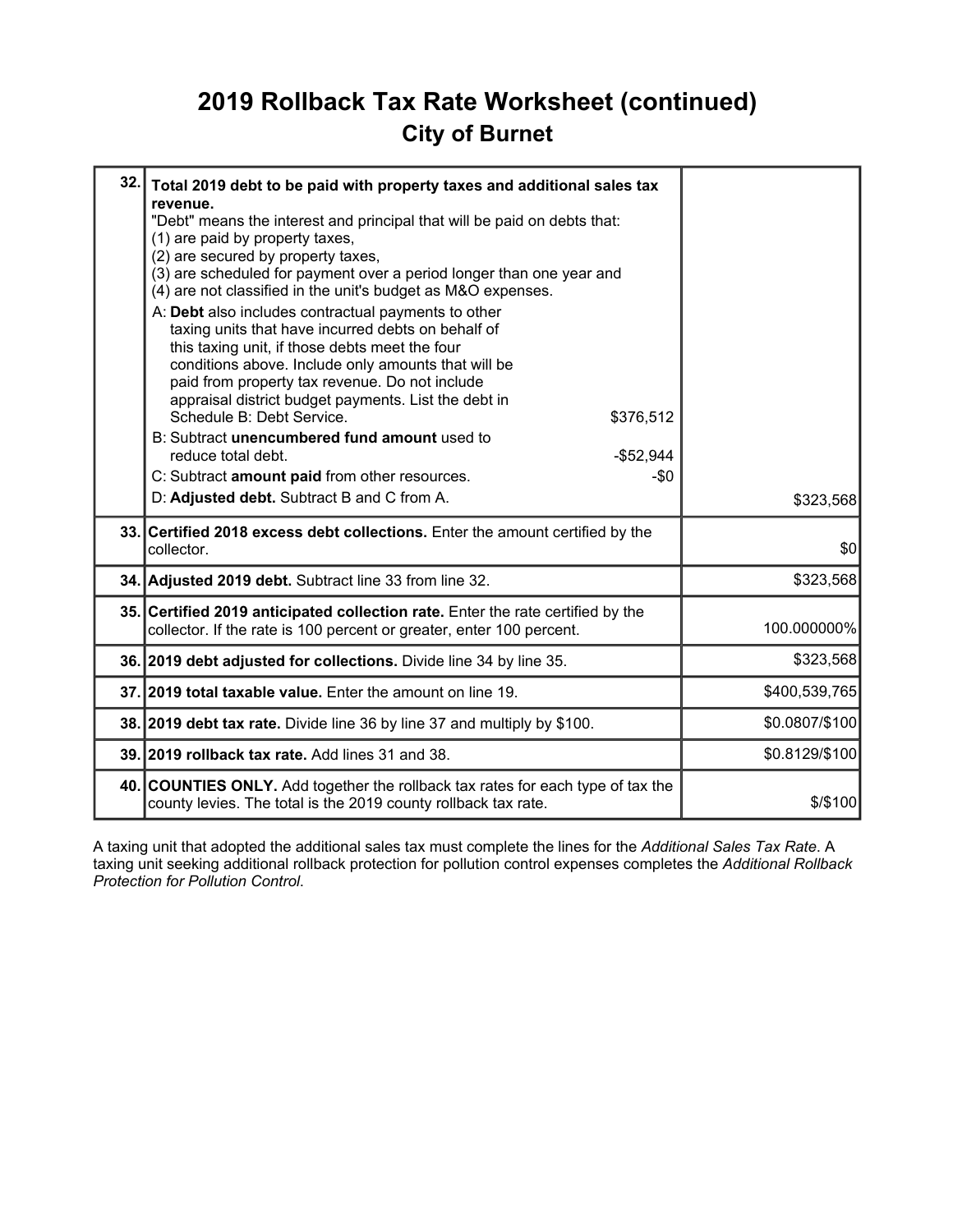# 2019 Rollback Tax Rate Worksheet (continued)

## City of Burnet

| Line | Description | Amount |
|---|---|---|
| 32. | **Total 2019 debt to be paid with property taxes and additional sales tax revenue.**<br>"Debt" means the interest and principal that will be paid on debts that:<br>(1) are paid by property taxes,<br>(2) are secured by property taxes,<br>(3) are scheduled for payment over a period longer than one year and<br>(4) are not classified in the unit's budget as M&O expenses.<br>A: **Debt** also includes contractual payments to other taxing units that have incurred debts on behalf of this taxing unit, if those debts meet the four conditions above. Include only amounts that will be paid from property tax revenue. Do not include appraisal district budget payments. List the debt in Schedule B: Debt Service. $376,512<br>B: Subtract **unencumbered fund amount** used to reduce total debt. -$52,944<br>C: Subtract **amount paid** from other resources. -$0<br>D: **Adjusted debt.** Subtract B and C from A. | $323,568 |
| 33. | **Certified 2018 excess debt collections.** Enter the amount certified by the collector. | $0 |
| 34. | **Adjusted 2019 debt.** Subtract line 33 from line 32. | $323,568 |
| 35. | **Certified 2019 anticipated collection rate.** Enter the rate certified by the collector. If the rate is 100 percent or greater, enter 100 percent. | 100.000000% |
| 36. | **2019 debt adjusted for collections.** Divide line 34 by line 35. | $323,568 |
| 37. | **2019 total taxable value.** Enter the amount on line 19. | $400,539,765 |
| 38. | **2019 debt tax rate.** Divide line 36 by line 37 and multiply by $100. | $0.0807/$100 |
| 39. | **2019 rollback tax rate.** Add lines 31 and 38. | $0.8129/$100 |
| 40. | **COUNTIES ONLY.** Add together the rollback tax rates for each type of tax the county levies. The total is the 2019 county rollback tax rate. | $/$100 |

A taxing unit that adopted the additional sales tax must complete the lines for the *Additional Sales Tax Rate*. A taxing unit seeking additional rollback protection for pollution control expenses completes the *Additional Rollback Protection for Pollution Control*.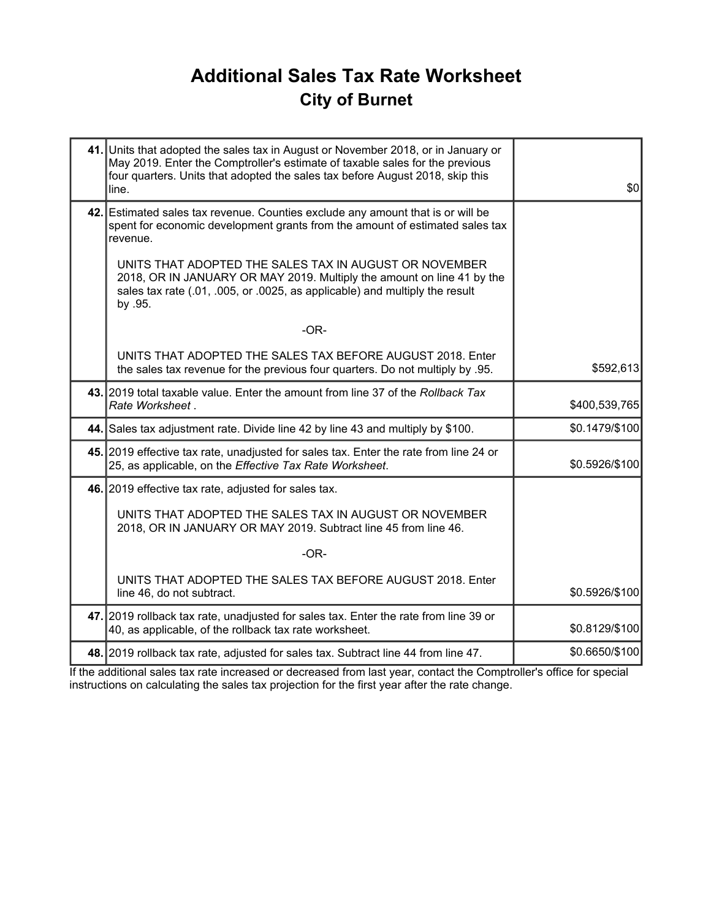# Additional Sales Tax Rate Worksheet

## City of Burnet

| | | |
|---|---|---|
| **41.** | Units that adopted the sales tax in August or November 2018, or in January or May 2019. Enter the Comptroller's estimate of taxable sales for the previous four quarters. Units that adopted the sales tax before August 2018, skip this line. | $0 |
| **42.** | Estimated sales tax revenue. Counties exclude any amount that is or will be spent for economic development grants from the amount of estimated sales tax revenue.<br><br>UNITS THAT ADOPTED THE SALES TAX IN AUGUST OR NOVEMBER 2018, OR IN JANUARY OR MAY 2019. Multiply the amount on line 41 by the sales tax rate (.01, .005, or .0025, as applicable) and multiply the result by .95.<br><br>-OR-<br><br>UNITS THAT ADOPTED THE SALES TAX BEFORE AUGUST 2018. Enter the sales tax revenue for the previous four quarters. Do not multiply by .95. | $592,613 |
| **43.** | 2019 total taxable value. Enter the amount from line 37 of the *Rollback Tax Rate Worksheet* . | $400,539,765 |
| **44.** | Sales tax adjustment rate. Divide line 42 by line 43 and multiply by $100. | $0.1479/$100 |
| **45.** | 2019 effective tax rate, unadjusted for sales tax. Enter the rate from line 24 or 25, as applicable, on the *Effective Tax Rate Worksheet*. | $0.5926/$100 |
| **46.** | 2019 effective tax rate, adjusted for sales tax.<br><br>UNITS THAT ADOPTED THE SALES TAX IN AUGUST OR NOVEMBER 2018, OR IN JANUARY OR MAY 2019. Subtract line 45 from line 46.<br><br>-OR-<br><br>UNITS THAT ADOPTED THE SALES TAX BEFORE AUGUST 2018. Enter line 46, do not subtract. | $0.5926/$100 |
| **47.** | 2019 rollback tax rate, unadjusted for sales tax. Enter the rate from line 39 or 40, as applicable, of the rollback tax rate worksheet. | $0.8129/$100 |
| **48.** | 2019 rollback tax rate, adjusted for sales tax. Subtract line 44 from line 47. | $0.6650/$100 |

If the additional sales tax rate increased or decreased from last year, contact the Comptroller's office for special instructions on calculating the sales tax projection for the first year after the rate change.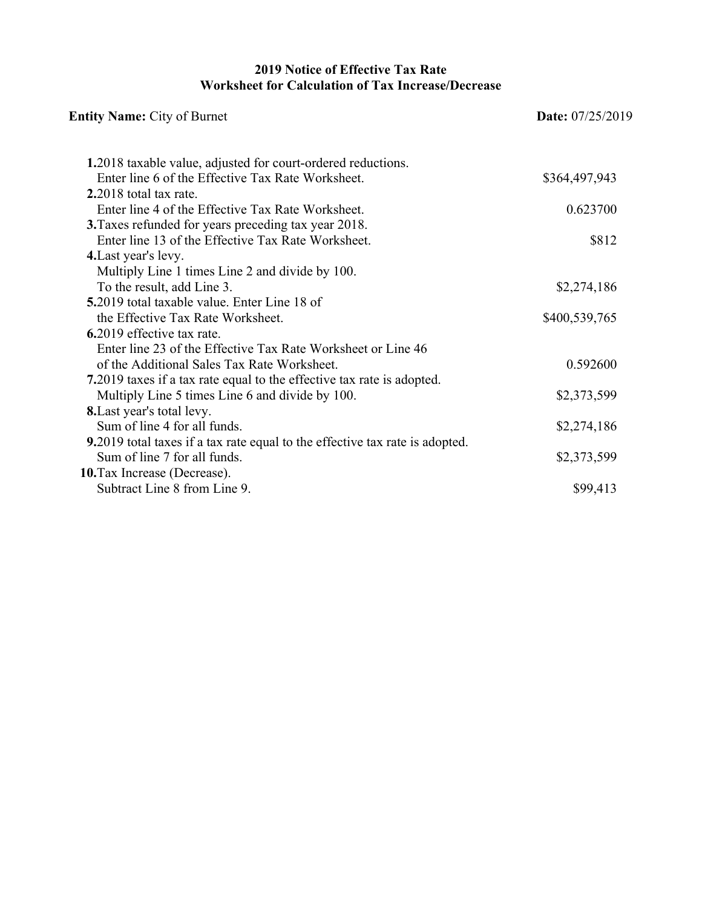## 2019 Notice of Effective Tax Rate
## Worksheet for Calculation of Tax Increase/Decrease

**Entity Name:** City of Burnet **Date:** 07/25/2019

| | |
|---|---|
| **1.** 2018 taxable value, adjusted for court-ordered reductions. Enter line 6 of the Effective Tax Rate Worksheet. | $364,497,943 |
| **2.** 2018 total tax rate. Enter line 4 of the Effective Tax Rate Worksheet. | 0.623700 |
| **3.** Taxes refunded for years preceding tax year 2018. Enter line 13 of the Effective Tax Rate Worksheet. | $812 |
| **4.** Last year's levy. Multiply Line 1 times Line 2 and divide by 100. To the result, add Line 3. | $2,274,186 |
| **5.** 2019 total taxable value. Enter Line 18 of the Effective Tax Rate Worksheet. | $400,539,765 |
| **6.** 2019 effective tax rate. Enter line 23 of the Effective Tax Rate Worksheet or Line 46 of the Additional Sales Tax Rate Worksheet. | 0.592600 |
| **7.** 2019 taxes if a tax rate equal to the effective tax rate is adopted. Multiply Line 5 times Line 6 and divide by 100. | $2,373,599 |
| **8.** Last year's total levy. Sum of line 4 for all funds. | $2,274,186 |
| **9.** 2019 total taxes if a tax rate equal to the effective tax rate is adopted. Sum of line 7 for all funds. | $2,373,599 |
| **10.** Tax Increase (Decrease). Subtract Line 8 from Line 9. | $99,413 |